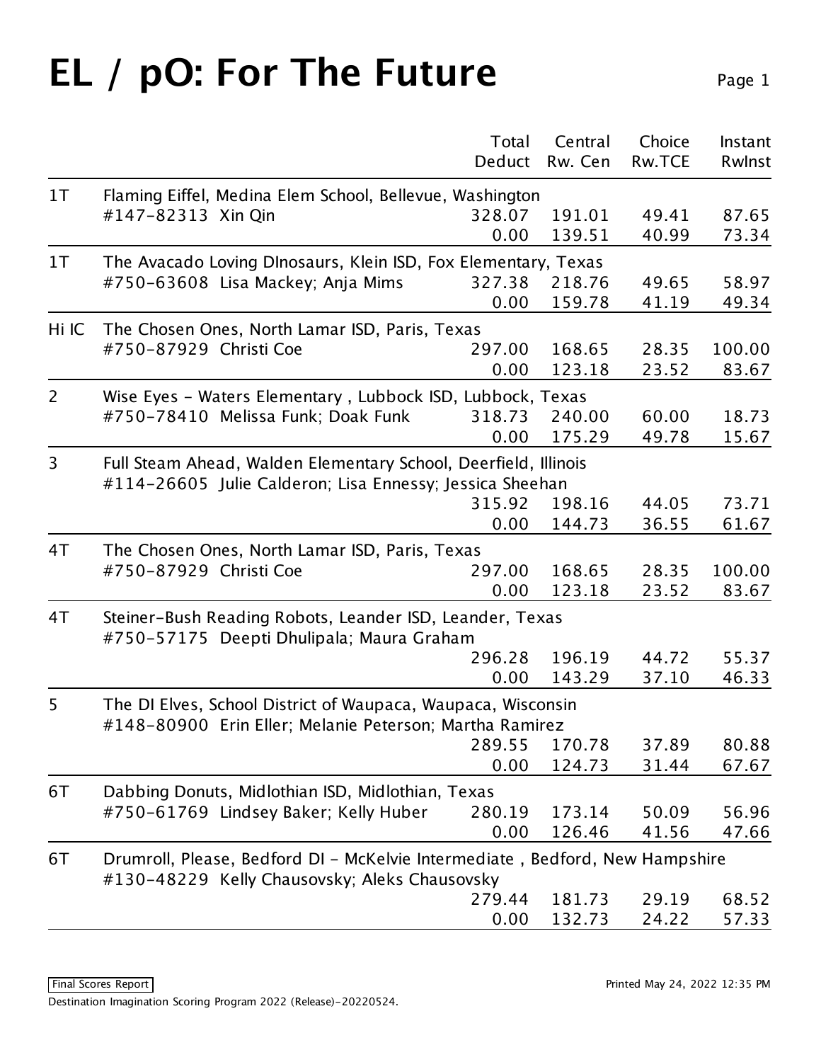# EL / pO: For The Future

| Rank | Team | Total Deduct | Central Rw. Cen | Choice Rw.TCE | Instant RwInst |
|---|---|---|---|---|---|
| 1T | Flaming Eiffel, Medina Elem School, Bellevue, Washington | | | | |
| | #147-82313 Xin Qin | 328.07 | 191.01 | 49.41 | 87.65 |
| | | 0.00 | 139.51 | 40.99 | 73.34 |
| 1T | The Avacado Loving DInosaurs, Klein ISD, Fox Elementary, Texas | | | | |
| | #750-63608 Lisa Mackey; Anja Mims | 327.38 | 218.76 | 49.65 | 58.97 |
| | | 0.00 | 159.78 | 41.19 | 49.34 |
| Hi IC | The Chosen Ones, North Lamar ISD, Paris, Texas | | | | |
| | #750-87929 Christi Coe | 297.00 | 168.65 | 28.35 | 100.00 |
| | | 0.00 | 123.18 | 23.52 | 83.67 |
| 2 | Wise Eyes - Waters Elementary , Lubbock ISD, Lubbock, Texas | | | | |
| | #750-78410 Melissa Funk; Doak Funk | 318.73 | 240.00 | 60.00 | 18.73 |
| | | 0.00 | 175.29 | 49.78 | 15.67 |
| 3 | Full Steam Ahead, Walden Elementary School, Deerfield, Illinois | | | | |
| | #114-26605 Julie Calderon; Lisa Ennessy; Jessica Sheehan | 315.92 | 198.16 | 44.05 | 73.71 |
| | | 0.00 | 144.73 | 36.55 | 61.67 |
| 4T | The Chosen Ones, North Lamar ISD, Paris, Texas | | | | |
| | #750-87929 Christi Coe | 297.00 | 168.65 | 28.35 | 100.00 |
| | | 0.00 | 123.18 | 23.52 | 83.67 |
| 4T | Steiner-Bush Reading Robots, Leander ISD, Leander, Texas | | | | |
| | #750-57175 Deepti Dhulipala; Maura Graham | 296.28 | 196.19 | 44.72 | 55.37 |
| | | 0.00 | 143.29 | 37.10 | 46.33 |
| 5 | The DI Elves, School District of Waupaca, Waupaca, Wisconsin | | | | |
| | #148-80900 Erin Eller; Melanie Peterson; Martha Ramirez | 289.55 | 170.78 | 37.89 | 80.88 |
| | | 0.00 | 124.73 | 31.44 | 67.67 |
| 6T | Dabbing Donuts, Midlothian ISD, Midlothian, Texas | | | | |
| | #750-61769 Lindsey Baker; Kelly Huber | 280.19 | 173.14 | 50.09 | 56.96 |
| | | 0.00 | 126.46 | 41.56 | 47.66 |
| 6T | Drumroll, Please, Bedford DI - McKelvie Intermediate , Bedford, New Hampshire | | | | |
| | #130-48229 Kelly Chausovsky; Aleks Chausovsky | 279.44 | 181.73 | 29.19 | 68.52 |
| | | 0.00 | 132.73 | 24.22 | 57.33 |

Final Scores Report

Printed May 24, 2022 12:35 PM

Destination Imagination Scoring Program 2022 (Release)-20220524.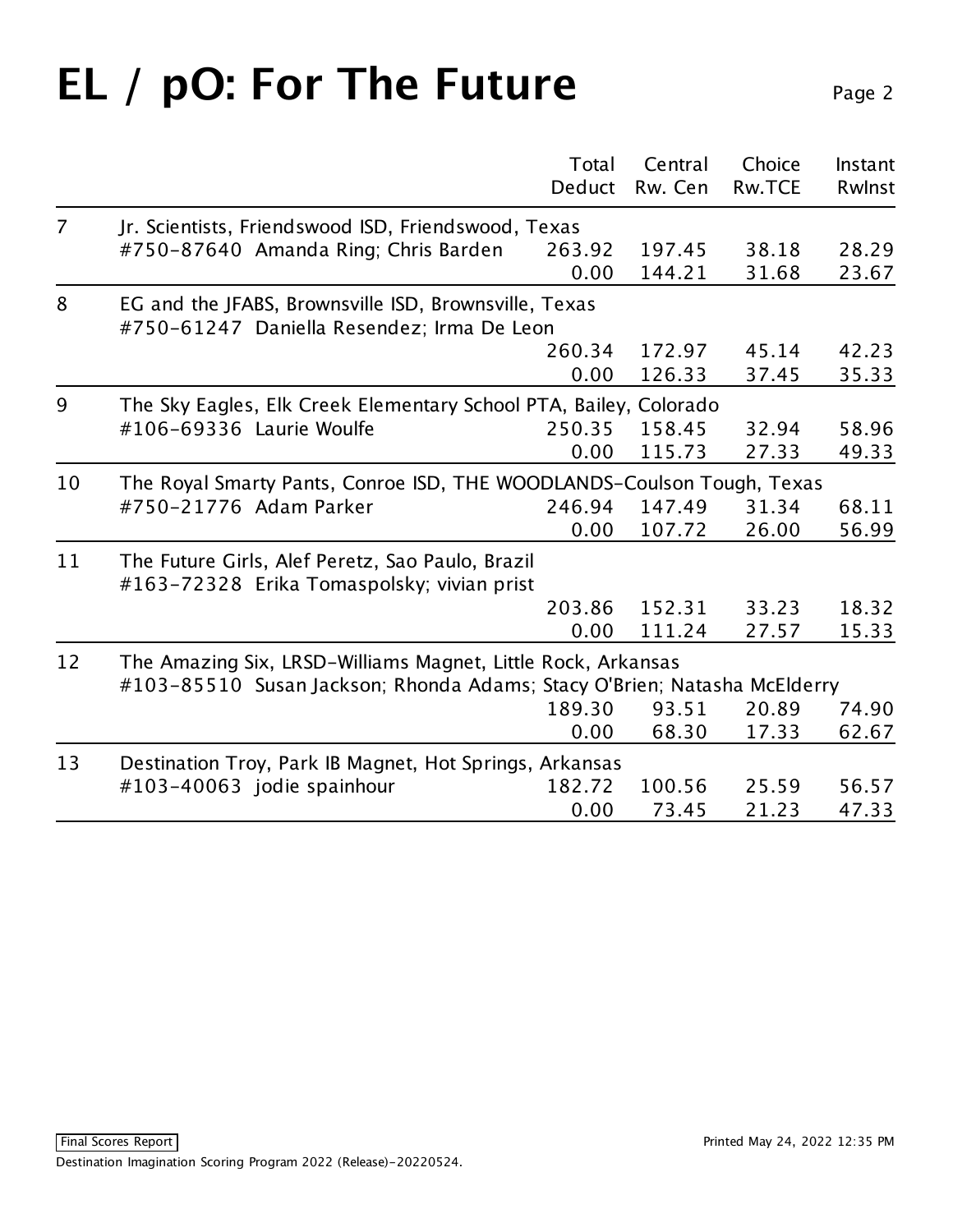# EL / pO: For The Future

| | | Total Deduct | Central Rw. Cen | Choice Rw.TCE | Instant RwInst |
|---|---|---|---|---|---|
| 7 | Jr. Scientists, Friendswood ISD, Friendswood, Texas | | | | |
| | #750-87640 Amanda Ring; Chris Barden | 263.92 | 197.45 | 38.18 | 28.29 |
| | | 0.00 | 144.21 | 31.68 | 23.67 |
| 8 | EG and the JFABS, Brownsville ISD, Brownsville, Texas | | | | |
| | #750-61247 Daniella Resendez; Irma De Leon | | | | |
| | | 260.34 | 172.97 | 45.14 | 42.23 |
| | | 0.00 | 126.33 | 37.45 | 35.33 |
| 9 | The Sky Eagles, Elk Creek Elementary School PTA, Bailey, Colorado | | | | |
| | #106-69336 Laurie Woulfe | 250.35 | 158.45 | 32.94 | 58.96 |
| | | 0.00 | 115.73 | 27.33 | 49.33 |
| 10 | The Royal Smarty Pants, Conroe ISD, THE WOODLANDS-Coulson Tough, Texas | | | | |
| | #750-21776 Adam Parker | 246.94 | 147.49 | 31.34 | 68.11 |
| | | 0.00 | 107.72 | 26.00 | 56.99 |
| 11 | The Future Girls, Alef Peretz, Sao Paulo, Brazil | | | | |
| | #163-72328 Erika Tomaspolsky; vivian prist | | | | |
| | | 203.86 | 152.31 | 33.23 | 18.32 |
| | | 0.00 | 111.24 | 27.57 | 15.33 |
| 12 | The Amazing Six, LRSD-Williams Magnet, Little Rock, Arkansas | | | | |
| | #103-85510 Susan Jackson; Rhonda Adams; Stacy O'Brien; Natasha McElderry | | | | |
| | | 189.30 | 93.51 | 20.89 | 74.90 |
| | | 0.00 | 68.30 | 17.33 | 62.67 |
| 13 | Destination Troy, Park IB Magnet, Hot Springs, Arkansas | | | | |
| | #103-40063 jodie spainhour | 182.72 | 100.56 | 25.59 | 56.57 |
| | | 0.00 | 73.45 | 21.23 | 47.33 |

Final Scores Report

Printed May 24, 2022 12:35 PM

Destination Imagination Scoring Program 2022 (Release)-20220524.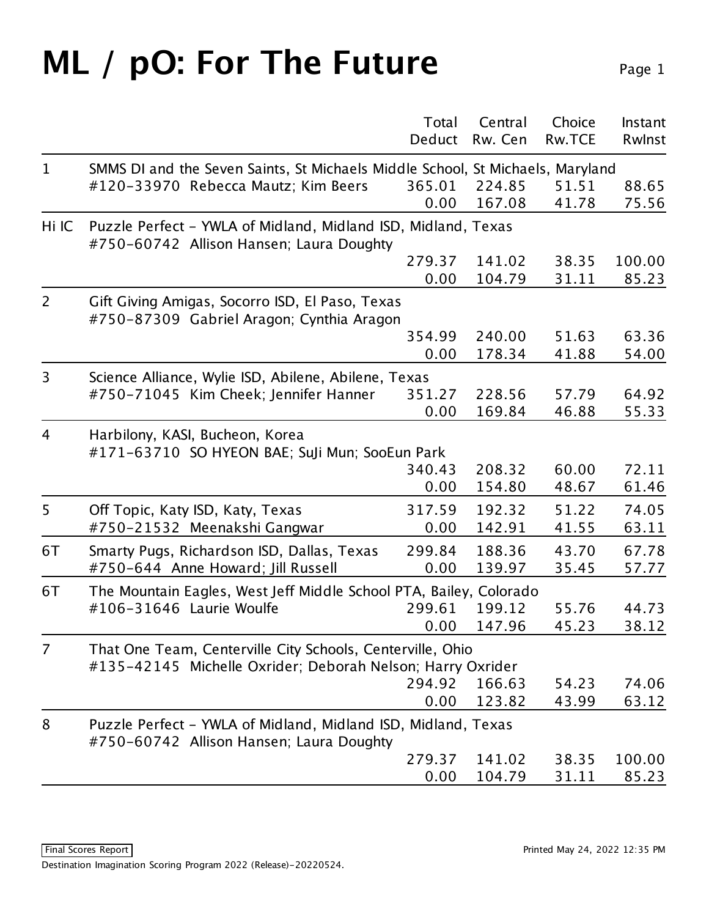# ML / pO: For The Future

| | | Total Deduct | Central Rw. Cen | Choice Rw.TCE | Instant RwInst |
|---|---|---|---|---|---|
| 1 | SMMS DI and the Seven Saints, St Michaels Middle School, St Michaels, Maryland #120-33970 Rebecca Mautz; Kim Beers | 365.01 | 224.85 | 51.51 | 88.65 |
| | | 0.00 | 167.08 | 41.78 | 75.56 |
| Hi IC | Puzzle Perfect - YWLA of Midland, Midland ISD, Midland, Texas #750-60742 Allison Hansen; Laura Doughty | 279.37 | 141.02 | 38.35 | 100.00 |
| | | 0.00 | 104.79 | 31.11 | 85.23 |
| 2 | Gift Giving Amigas, Socorro ISD, El Paso, Texas #750-87309 Gabriel Aragon; Cynthia Aragon | 354.99 | 240.00 | 51.63 | 63.36 |
| | | 0.00 | 178.34 | 41.88 | 54.00 |
| 3 | Science Alliance, Wylie ISD, Abilene, Abilene, Texas #750-71045 Kim Cheek; Jennifer Hanner | 351.27 | 228.56 | 57.79 | 64.92 |
| | | 0.00 | 169.84 | 46.88 | 55.33 |
| 4 | Harbilony, KASI, Bucheon, Korea #171-63710 SO HYEON BAE; SuJi Mun; SooEun Park | 340.43 | 208.32 | 60.00 | 72.11 |
| | | 0.00 | 154.80 | 48.67 | 61.46 |
| 5 | Off Topic, Katy ISD, Katy, Texas #750-21532 Meenakshi Gangwar | 317.59 | 192.32 | 51.22 | 74.05 |
| | | 0.00 | 142.91 | 41.55 | 63.11 |
| 6T | Smarty Pugs, Richardson ISD, Dallas, Texas #750-644 Anne Howard; Jill Russell | 299.84 | 188.36 | 43.70 | 67.78 |
| | | 0.00 | 139.97 | 35.45 | 57.77 |
| 6T | The Mountain Eagles, West Jeff Middle School PTA, Bailey, Colorado #106-31646 Laurie Woulfe | 299.61 | 199.12 | 55.76 | 44.73 |
| | | 0.00 | 147.96 | 45.23 | 38.12 |
| 7 | That One Team, Centerville City Schools, Centerville, Ohio #135-42145 Michelle Oxrider; Deborah Nelson; Harry Oxrider | 294.92 | 166.63 | 54.23 | 74.06 |
| | | 0.00 | 123.82 | 43.99 | 63.12 |
| 8 | Puzzle Perfect - YWLA of Midland, Midland ISD, Midland, Texas #750-60742 Allison Hansen; Laura Doughty | 279.37 | 141.02 | 38.35 | 100.00 |
| | | 0.00 | 104.79 | 31.11 | 85.23 |

Final Scores Report

Printed May 24, 2022 12:35 PM

Destination Imagination Scoring Program 2022 (Release)-20220524.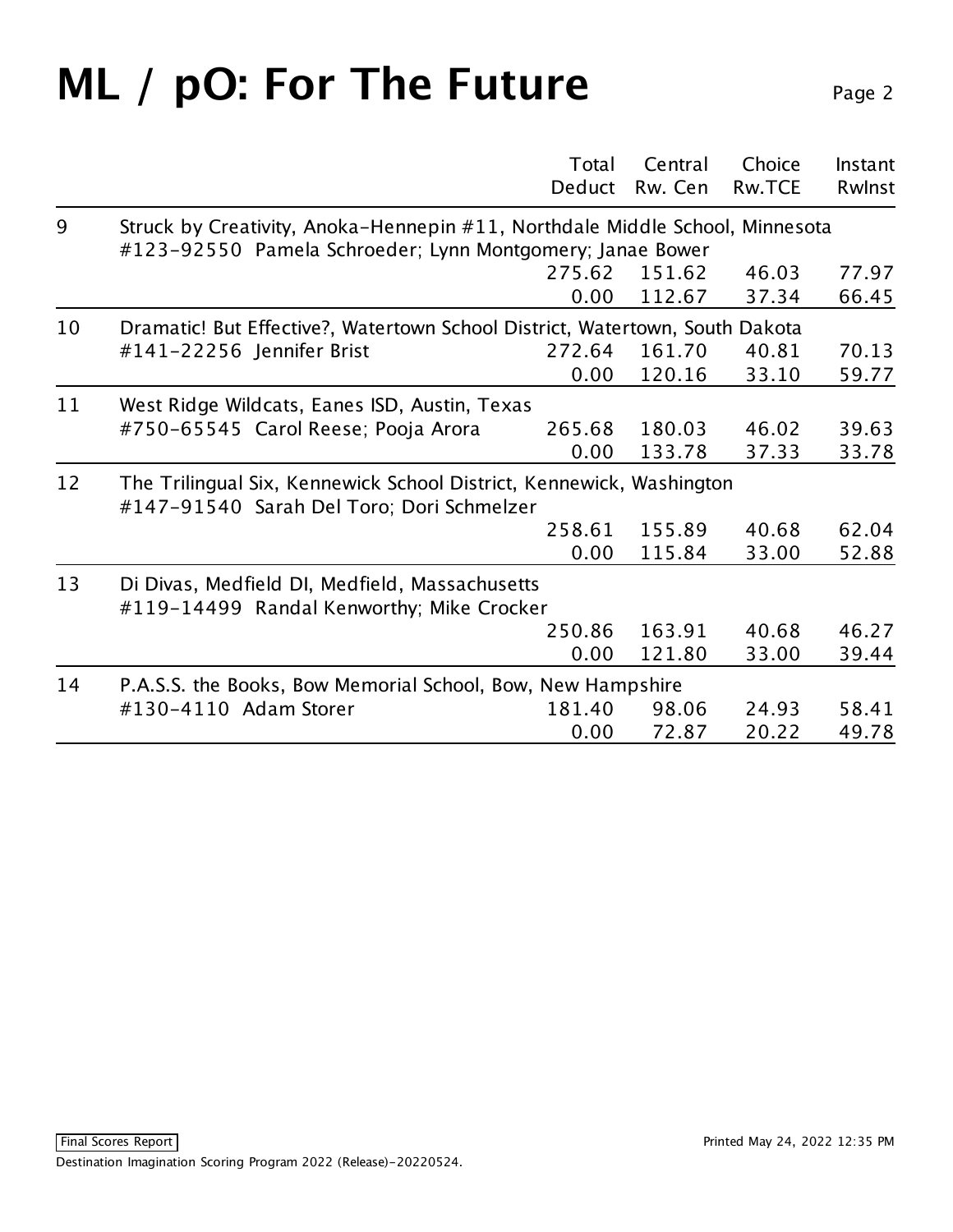# ML / pO: For The Future

| | | Total Deduct | Central Rw. Cen | Choice Rw.TCE | Instant RwInst |
|---|---|---|---|---|---|
| 9 | Struck by Creativity, Anoka-Hennepin #11, Northdale Middle School, Minnesota<br>#123-92550 Pamela Schroeder; Lynn Montgomery; Janae Bower | 275.62 | 151.62 | 46.03 | 77.97 |
| | | 0.00 | 112.67 | 37.34 | 66.45 |
| 10 | Dramatic! But Effective?, Watertown School District, Watertown, South Dakota<br>#141-22256 Jennifer Brist | 272.64 | 161.70 | 40.81 | 70.13 |
| | | 0.00 | 120.16 | 33.10 | 59.77 |
| 11 | West Ridge Wildcats, Eanes ISD, Austin, Texas<br>#750-65545 Carol Reese; Pooja Arora | 265.68 | 180.03 | 46.02 | 39.63 |
| | | 0.00 | 133.78 | 37.33 | 33.78 |
| 12 | The Trilingual Six, Kennewick School District, Kennewick, Washington<br>#147-91540 Sarah Del Toro; Dori Schmelzer | 258.61 | 155.89 | 40.68 | 62.04 |
| | | 0.00 | 115.84 | 33.00 | 52.88 |
| 13 | Di Divas, Medfield DI, Medfield, Massachusetts<br>#119-14499 Randal Kenworthy; Mike Crocker | 250.86 | 163.91 | 40.68 | 46.27 |
| | | 0.00 | 121.80 | 33.00 | 39.44 |
| 14 | P.A.S.S. the Books, Bow Memorial School, Bow, New Hampshire<br>#130-4110 Adam Storer | 181.40 | 98.06 | 24.93 | 58.41 |
| | | 0.00 | 72.87 | 20.22 | 49.78 |

Final Scores Report

Printed May 24, 2022 12:35 PM

Destination Imagination Scoring Program 2022 (Release)-20220524.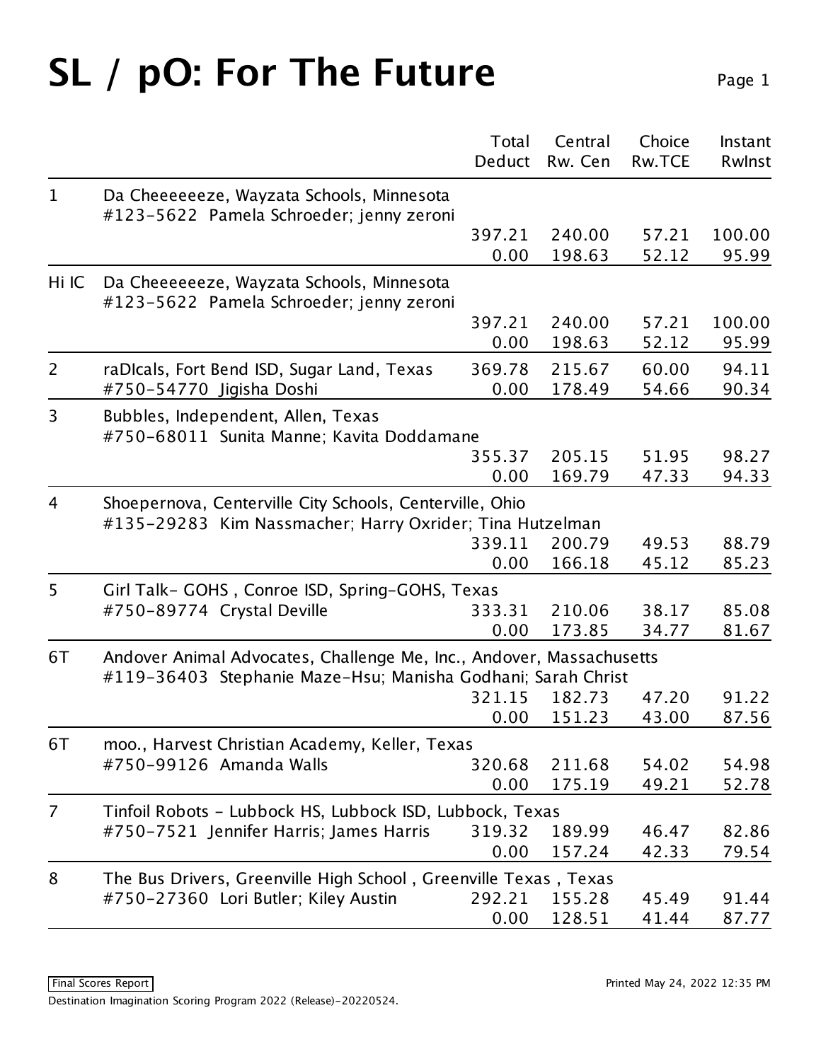# SL / pO: For The Future

| | | Total Deduct | Central Rw. Cen | Choice Rw.TCE | Instant RwInst |
|---|---|---|---|---|---|
| 1 | Da Cheeeeeeze, Wayzata Schools, Minnesota<br>#123-5622 Pamela Schroeder; jenny zeroni | 397.21<br>0.00 | 240.00<br>198.63 | 57.21<br>52.12 | 100.00<br>95.99 |
| Hi IC | Da Cheeeeeeze, Wayzata Schools, Minnesota<br>#123-5622 Pamela Schroeder; jenny zeroni | 397.21<br>0.00 | 240.00<br>198.63 | 57.21<br>52.12 | 100.00<br>95.99 |
| 2 | raDIcals, Fort Bend ISD, Sugar Land, Texas<br>#750-54770 Jigisha Doshi | 369.78<br>0.00 | 215.67<br>178.49 | 60.00<br>54.66 | 94.11<br>90.34 |
| 3 | Bubbles, Independent, Allen, Texas<br>#750-68011 Sunita Manne; Kavita Doddamane | 355.37<br>0.00 | 205.15<br>169.79 | 51.95<br>47.33 | 98.27<br>94.33 |
| 4 | Shoepernova, Centerville City Schools, Centerville, Ohio<br>#135-29283 Kim Nassmacher; Harry Oxrider; Tina Hutzelman | 339.11<br>0.00 | 200.79<br>166.18 | 49.53<br>45.12 | 88.79<br>85.23 |
| 5 | Girl Talk- GOHS , Conroe ISD, Spring-GOHS, Texas<br>#750-89774 Crystal Deville | 333.31<br>0.00 | 210.06<br>173.85 | 38.17<br>34.77 | 85.08<br>81.67 |
| 6T | Andover Animal Advocates, Challenge Me, Inc., Andover, Massachusetts<br>#119-36403 Stephanie Maze-Hsu; Manisha Godhani; Sarah Christ | 321.15<br>0.00 | 182.73<br>151.23 | 47.20<br>43.00 | 91.22<br>87.56 |
| 6T | moo., Harvest Christian Academy, Keller, Texas<br>#750-99126 Amanda Walls | 320.68<br>0.00 | 211.68<br>175.19 | 54.02<br>49.21 | 54.98<br>52.78 |
| 7 | Tinfoil Robots - Lubbock HS, Lubbock ISD, Lubbock, Texas<br>#750-7521 Jennifer Harris; James Harris | 319.32<br>0.00 | 189.99<br>157.24 | 46.47<br>42.33 | 82.86<br>79.54 |
| 8 | The Bus Drivers, Greenville High School , Greenville Texas , Texas<br>#750-27360 Lori Butler; Kiley Austin | 292.21<br>0.00 | 155.28<br>128.51 | 45.49<br>41.44 | 91.44<br>87.77 |

Final Scores Report

Printed May 24, 2022 12:35 PM

Destination Imagination Scoring Program 2022 (Release)-20220524.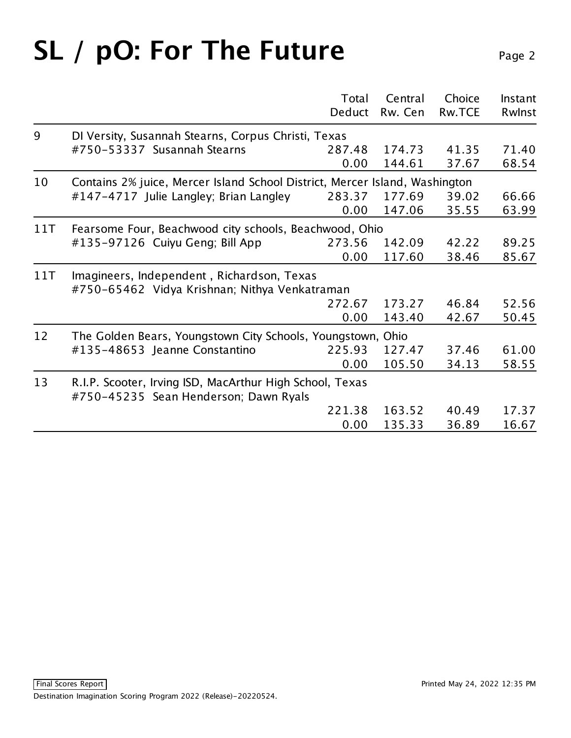# SL / pO: For The Future

| Rank | Team | Total Deduct | Central Rw. Cen | Choice Rw.TCE | Instant RwInst |
|---|---|---|---|---|---|
| 9 | DI Versity, Susannah Stearns, Corpus Christi, Texas | | | | |
| | #750-53337 Susannah Stearns | 287.48 | 174.73 | 41.35 | 71.40 |
| | | 0.00 | 144.61 | 37.67 | 68.54 |
| 10 | Contains 2% juice, Mercer Island School District, Mercer Island, Washington | | | | |
| | #147-4717 Julie Langley; Brian Langley | 283.37 | 177.69 | 39.02 | 66.66 |
| | | 0.00 | 147.06 | 35.55 | 63.99 |
| 11T | Fearsome Four, Beachwood city schools, Beachwood, Ohio | | | | |
| | #135-97126 Cuiyu Geng; Bill App | 273.56 | 142.09 | 42.22 | 89.25 |
| | | 0.00 | 117.60 | 38.46 | 85.67 |
| 11T | Imagineers, Independent , Richardson, Texas | | | | |
| | #750-65462 Vidya Krishnan; Nithya Venkatraman | | | | |
| | | 272.67 | 173.27 | 46.84 | 52.56 |
| | | 0.00 | 143.40 | 42.67 | 50.45 |
| 12 | The Golden Bears, Youngstown City Schools, Youngstown, Ohio | | | | |
| | #135-48653 Jeanne Constantino | 225.93 | 127.47 | 37.46 | 61.00 |
| | | 0.00 | 105.50 | 34.13 | 58.55 |
| 13 | R.I.P. Scooter, Irving ISD, MacArthur High School, Texas | | | | |
| | #750-45235 Sean Henderson; Dawn Ryals | | | | |
| | | 221.38 | 163.52 | 40.49 | 17.37 |
| | | 0.00 | 135.33 | 36.89 | 16.67 |

Final Scores Report

Printed May 24, 2022 12:35 PM

Destination Imagination Scoring Program 2022 (Release)-20220524.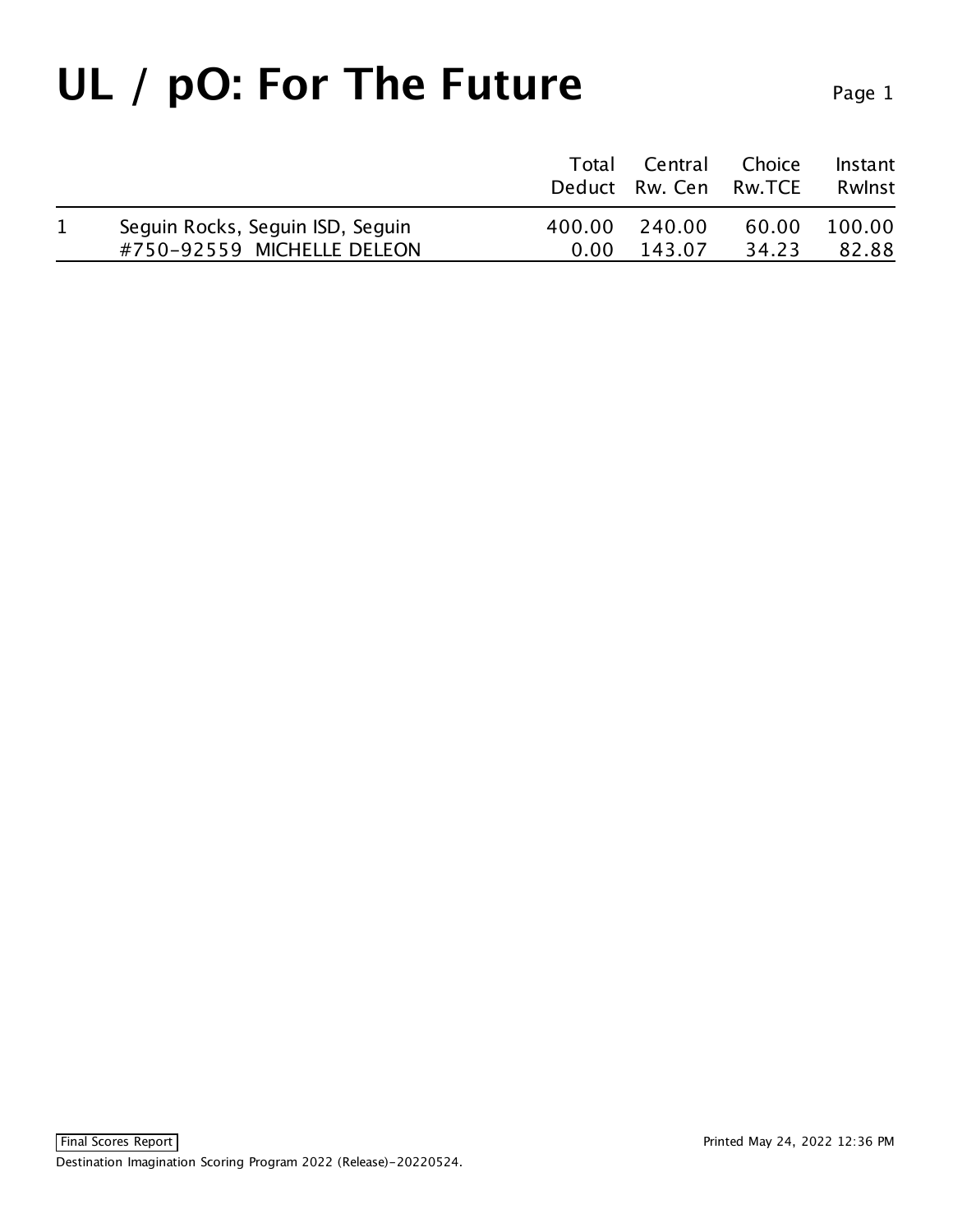# UL / pO: For The Future

| | | Total Deduct | Central Rw. Cen | Choice Rw.TCE | Instant RwInst |
|---|---|---|---|---|---|
| 1 | Seguin Rocks, Seguin ISD, Seguin | 400.00 | 240.00 | 60.00 | 100.00 |
| | #750-92559 MICHELLE DELEON | 0.00 | 143.07 | 34.23 | 82.88 |

Final Scores Report

Printed May 24, 2022 12:36 PM

Destination Imagination Scoring Program 2022 (Release)-20220524.